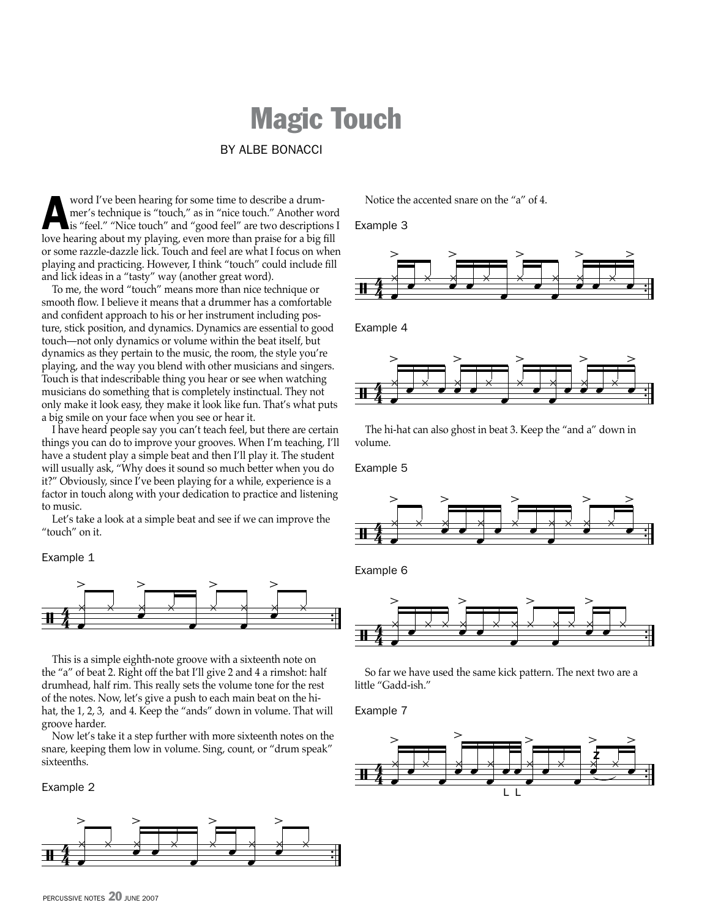# Magic Touch

BY ALBE BONACCI

A word I've been hearing for some time to describe a drummer's technique is "touch," as in "nice touch." Another word is "feel." "Nice touch" and "good feel" are two descriptions I love hearing about my playing, even more than praise for a big fill or some razzle-dazzle lick. Touch and feel are what I focus on when playing and practicing. However, I think "touch" could include fill and lick ideas in a "tasty" way (another great word).

To me, the word "touch" means more than nice technique or smooth flow. I believe it means that a drummer has a comfortable and confident approach to his or her instrument including posture, stick position, and dynamics. Dynamics are essential to good touch—not only dynamics or volume within the beat itself, but dynamics as they pertain to the music, the room, the style you're playing, and the way you blend with other musicians and singers. Touch is that indescribable thing you hear or see when watching musicians do something that is completely instinctual. They not only make it look easy, they make it look like fun. That's what puts a big smile on your face when you see or hear it.

I have heard people say you can't teach feel, but there are certain things you can do to improve your grooves. When I'm teaching, I'll have a student play a simple beat and then I'll play it. The student will usually ask, "Why does it sound so much better when you do it?" Obviously, since I've been playing for a while, experience is a factor in touch along with your dedication to practice and listening to music.

Let's take a look at a simple beat and see if we can improve the "touch" on it.

Example 1

This is a simple eighth-note groove with a sixteenth note on the "a" of beat 2. Right off the bat I'll give 2 and 4 a rimshot: half drumhead, half rim. This really sets the volume tone for the rest of the notes. Now, let's give a push to each main beat on the hi-hat, the 1, 2, 3, and 4. Keep the "ands" down in volume. That will groove harder.

Now let's take it a step further with more sixteenth notes on the snare, keeping them low in volume. Sing, count, or "drum speak" sixteenths.

Example 2

Notice the accented snare on the "a" of 4.

Example 3

Example 4

The hi-hat can also ghost in beat 3. Keep the "and a" down in volume.

Example 5

Example 6

So far we have used the same kick pattern. The next two are a little "Gadd-ish."

Example 7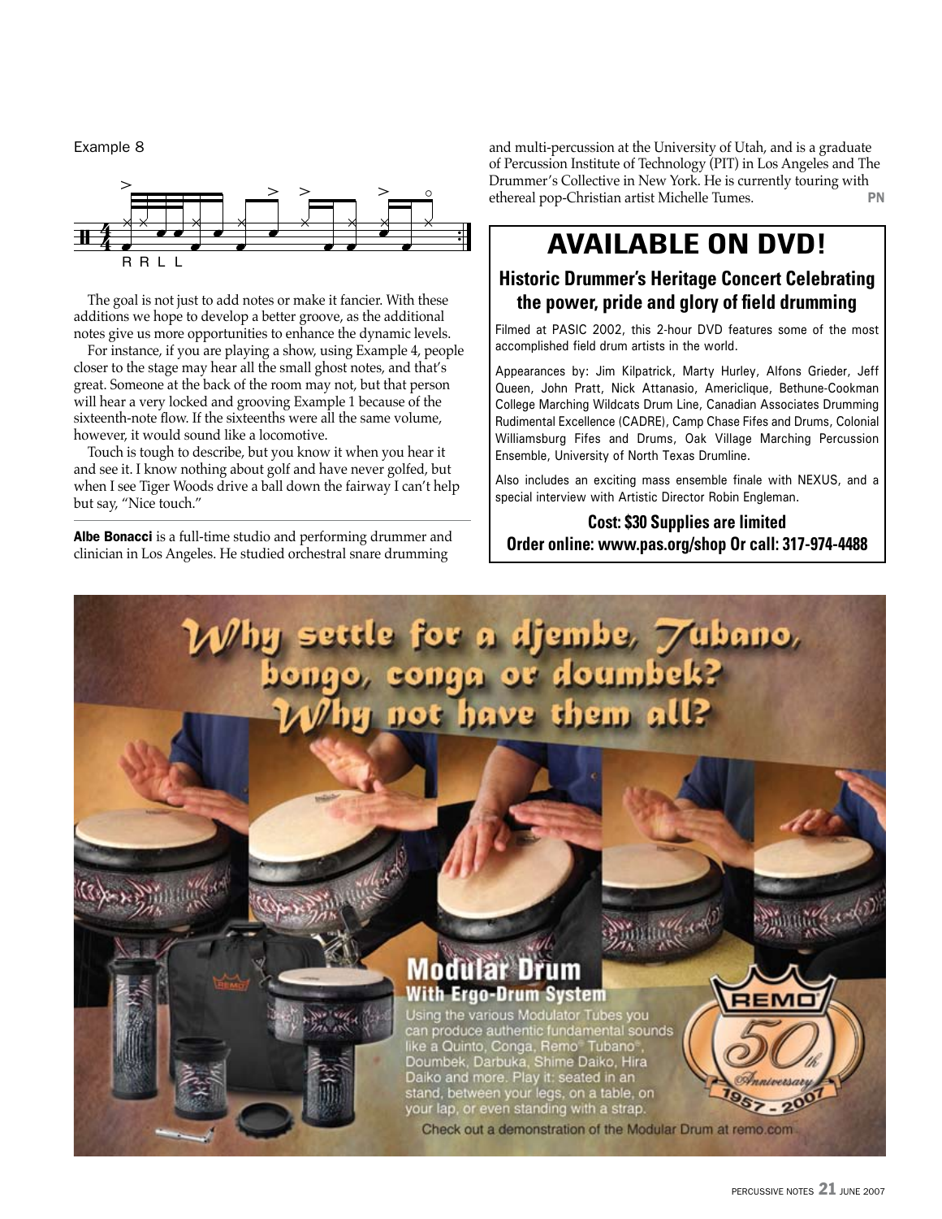Example 8

R R L L

The goal is not just to add notes or make it fancier. With these additions we hope to develop a better groove, as the additional notes give us more opportunities to enhance the dynamic levels.

For instance, if you are playing a show, using Example 4, people closer to the stage may hear all the small ghost notes, and that's great. Someone at the back of the room may not, but that person will hear a very locked and grooving Example 1 because of the sixteenth-note flow. If the sixteenths were all the same volume, however, it would sound like a locomotive.

Touch is tough to describe, but you know it when you hear it and see it. I know nothing about golf and have never golfed, but when I see Tiger Woods drive a ball down the fairway I can't help but say, "Nice touch."

---

**Albe Bonacci** is a full-time studio and performing drummer and clinician in Los Angeles. He studied orchestral snare drumming and multi-percussion at the University of Utah, and is a graduate of Percussion Institute of Technology (PIT) in Los Angeles and The Drummer's Collective in New York. He is currently touring with ethereal pop-Christian artist Michelle Tumes. **PN**

# AVAILABLE ON DVD!

## Historic Drummer's Heritage Concert Celebrating the power, pride and glory of field drumming

Filmed at PASIC 2002, this 2-hour DVD features some of the most accomplished field drum artists in the world.

Appearances by: Jim Kilpatrick, Marty Hurley, Alfons Grieder, Jeff Queen, John Pratt, Nick Attanasio, Americlique, Bethune-Cookman College Marching Wildcats Drum Line, Canadian Associates Drumming Rudimental Excellence (CADRE), Camp Chase Fifes and Drums, Colonial Williamsburg Fifes and Drums, Oak Village Marching Percussion Ensemble, University of North Texas Drumline.

Also includes an exciting mass ensemble finale with NEXUS, and a special interview with Artistic Director Robin Engleman.

**Cost: $30 Supplies are limited**
**Order online: www.pas.org/shop Or call: 317-974-4488**

# Why settle for a djembe, Tubano, bongo, conga or doumbek? Why not have them all?

## Modular Drum
### With Ergo-Drum System

Using the various Modulator Tubes you can produce authentic fundamental sounds like a Quinto, Conga, Remo® Tubano®, Doumbek, Darbuka, Shime Daiko, Hira Daiko and more. Play it: seated in an stand, between your legs, on a table, on your lap, or even standing with a strap.

Check out a demonstration of the Modular Drum at remo.com

REMO 50th Anniversary 1957 - 2007